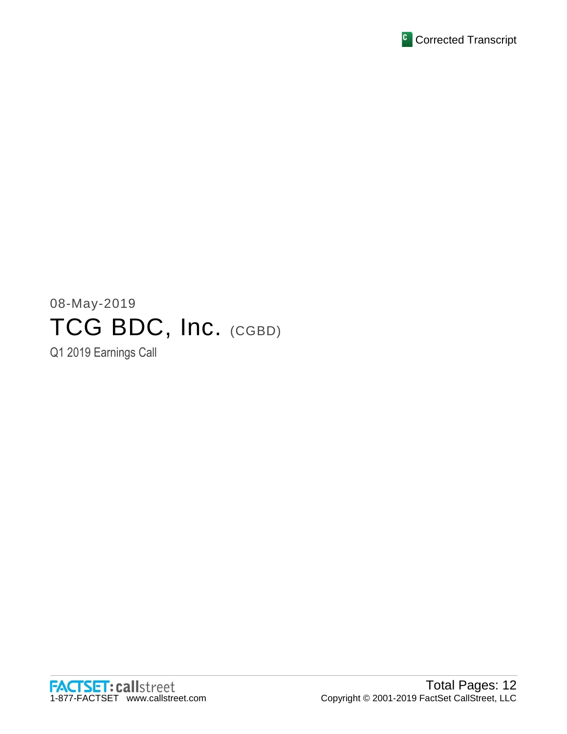Corrected Transcript

08-May-2019

# TCG BDC, Inc. (CGBD)

Q1 2019 Earnings Call

FACTSET: callstreet
1-877-FACTSET www.callstreet.com

Total Pages: 12
Copyright © 2001-2019 FactSet CallStreet, LLC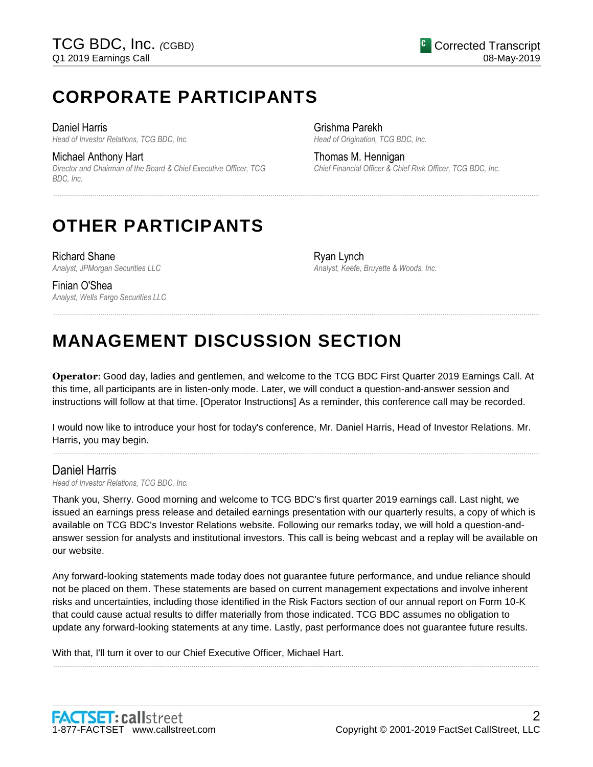# CORPORATE PARTICIPANTS

**Daniel Harris**
*Head of Investor Relations, TCG BDC, Inc.*

**Michael Anthony Hart**
*Director and Chairman of the Board & Chief Executive Officer, TCG BDC, Inc.*

**Grishma Parekh**
*Head of Origination, TCG BDC, Inc.*

**Thomas M. Hennigan**
*Chief Financial Officer & Chief Risk Officer, TCG BDC, Inc.*

# OTHER PARTICIPANTS

**Richard Shane**
*Analyst, JPMorgan Securities LLC*

**Finian O'Shea**
*Analyst, Wells Fargo Securities LLC*

**Ryan Lynch**
*Analyst, Keefe, Bruyette & Woods, Inc.*

# MANAGEMENT DISCUSSION SECTION

**Operator**: Good day, ladies and gentlemen, and welcome to the TCG BDC First Quarter 2019 Earnings Call. At this time, all participants are in listen-only mode. Later, we will conduct a question-and-answer session and instructions will follow at that time. [Operator Instructions] As a reminder, this conference call may be recorded.

I would now like to introduce your host for today's conference, Mr. Daniel Harris, Head of Investor Relations. Mr. Harris, you may begin.

---

## Daniel Harris
*Head of Investor Relations, TCG BDC, Inc.*

Thank you, Sherry. Good morning and welcome to TCG BDC's first quarter 2019 earnings call. Last night, we issued an earnings press release and detailed earnings presentation with our quarterly results, a copy of which is available on TCG BDC's Investor Relations website. Following our remarks today, we will hold a question-and-answer session for analysts and institutional investors. This call is being webcast and a replay will be available on our website.

Any forward-looking statements made today does not guarantee future performance, and undue reliance should not be placed on them. These statements are based on current management expectations and involve inherent risks and uncertainties, including those identified in the Risk Factors section of our annual report on Form 10-K that could cause actual results to differ materially from those indicated. TCG BDC assumes no obligation to update any forward-looking statements at any time. Lastly, past performance does not guarantee future results.

With that, I'll turn it over to our Chief Executive Officer, Michael Hart.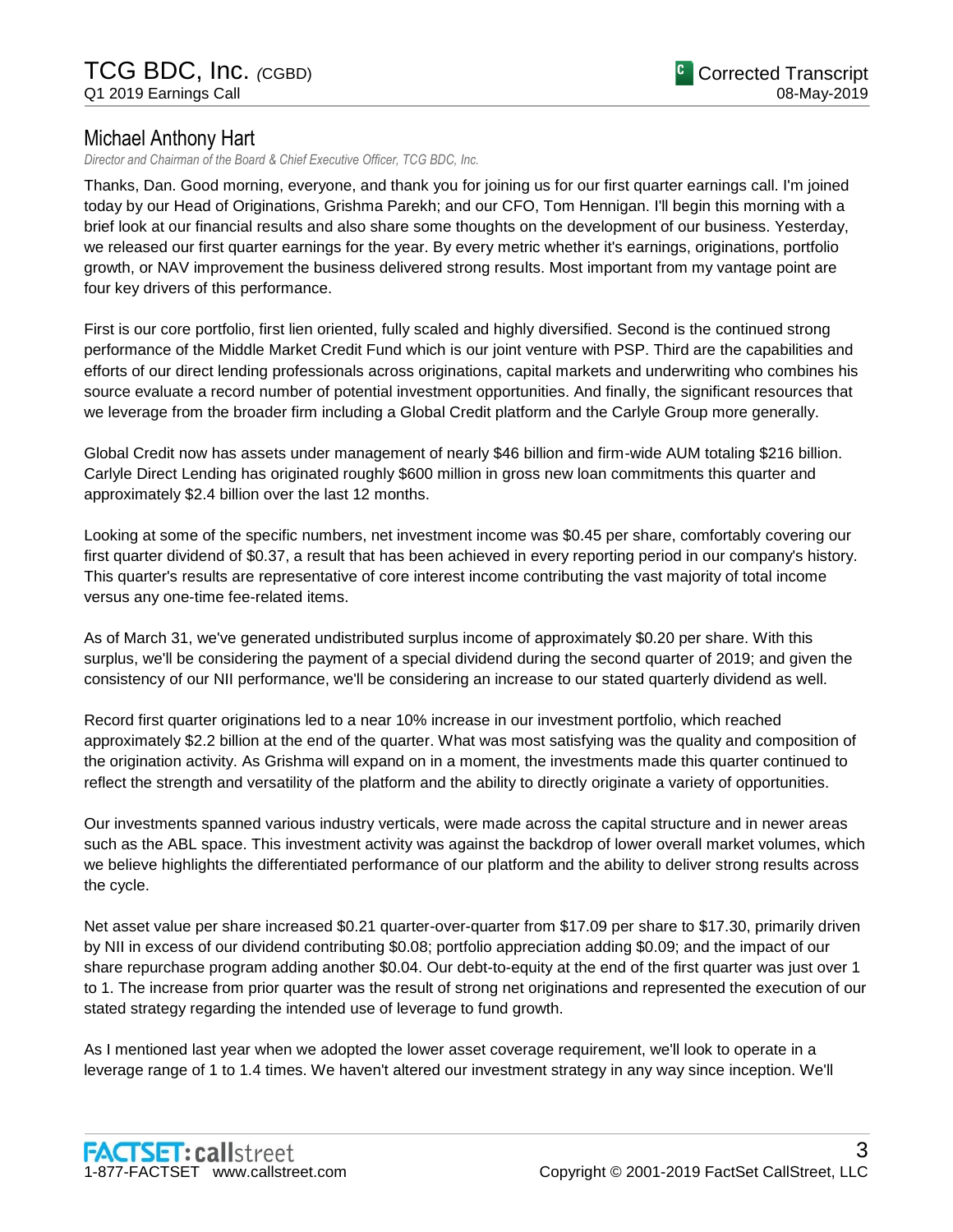## Michael Anthony Hart

*Director and Chairman of the Board & Chief Executive Officer, TCG BDC, Inc.*

Thanks, Dan. Good morning, everyone, and thank you for joining us for our first quarter earnings call. I'm joined today by our Head of Originations, Grishma Parekh; and our CFO, Tom Hennigan. I'll begin this morning with a brief look at our financial results and also share some thoughts on the development of our business. Yesterday, we released our first quarter earnings for the year. By every metric whether it's earnings, originations, portfolio growth, or NAV improvement the business delivered strong results. Most important from my vantage point are four key drivers of this performance.

First is our core portfolio, first lien oriented, fully scaled and highly diversified. Second is the continued strong performance of the Middle Market Credit Fund which is our joint venture with PSP. Third are the capabilities and efforts of our direct lending professionals across originations, capital markets and underwriting who combines his source evaluate a record number of potential investment opportunities. And finally, the significant resources that we leverage from the broader firm including a Global Credit platform and the Carlyle Group more generally.

Global Credit now has assets under management of nearly $46 billion and firm-wide AUM totaling $216 billion. Carlyle Direct Lending has originated roughly $600 million in gross new loan commitments this quarter and approximately $2.4 billion over the last 12 months.

Looking at some of the specific numbers, net investment income was $0.45 per share, comfortably covering our first quarter dividend of $0.37, a result that has been achieved in every reporting period in our company's history. This quarter's results are representative of core interest income contributing the vast majority of total income versus any one-time fee-related items.

As of March 31, we've generated undistributed surplus income of approximately $0.20 per share. With this surplus, we'll be considering the payment of a special dividend during the second quarter of 2019; and given the consistency of our NII performance, we'll be considering an increase to our stated quarterly dividend as well.

Record first quarter originations led to a near 10% increase in our investment portfolio, which reached approximately $2.2 billion at the end of the quarter. What was most satisfying was the quality and composition of the origination activity. As Grishma will expand on in a moment, the investments made this quarter continued to reflect the strength and versatility of the platform and the ability to directly originate a variety of opportunities.

Our investments spanned various industry verticals, were made across the capital structure and in newer areas such as the ABL space. This investment activity was against the backdrop of lower overall market volumes, which we believe highlights the differentiated performance of our platform and the ability to deliver strong results across the cycle.

Net asset value per share increased $0.21 quarter-over-quarter from $17.09 per share to $17.30, primarily driven by NII in excess of our dividend contributing $0.08; portfolio appreciation adding $0.09; and the impact of our share repurchase program adding another $0.04. Our debt-to-equity at the end of the first quarter was just over 1 to 1. The increase from prior quarter was the result of strong net originations and represented the execution of our stated strategy regarding the intended use of leverage to fund growth.

As I mentioned last year when we adopted the lower asset coverage requirement, we'll look to operate in a leverage range of 1 to 1.4 times. We haven't altered our investment strategy in any way since inception. We'll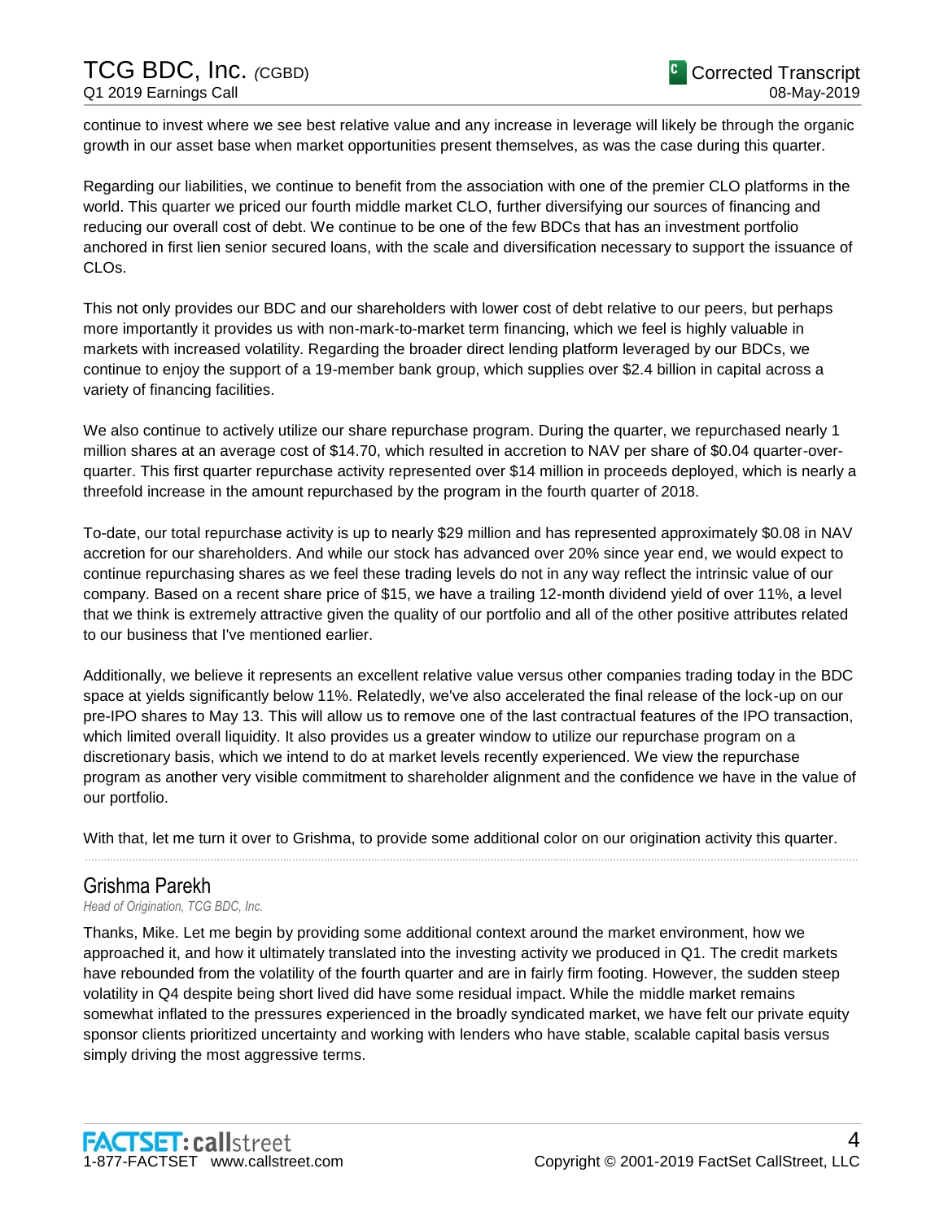continue to invest where we see best relative value and any increase in leverage will likely be through the organic growth in our asset base when market opportunities present themselves, as was the case during this quarter.

Regarding our liabilities, we continue to benefit from the association with one of the premier CLO platforms in the world. This quarter we priced our fourth middle market CLO, further diversifying our sources of financing and reducing our overall cost of debt. We continue to be one of the few BDCs that has an investment portfolio anchored in first lien senior secured loans, with the scale and diversification necessary to support the issuance of CLOs.

This not only provides our BDC and our shareholders with lower cost of debt relative to our peers, but perhaps more importantly it provides us with non-mark-to-market term financing, which we feel is highly valuable in markets with increased volatility. Regarding the broader direct lending platform leveraged by our BDCs, we continue to enjoy the support of a 19-member bank group, which supplies over $2.4 billion in capital across a variety of financing facilities.

We also continue to actively utilize our share repurchase program. During the quarter, we repurchased nearly 1 million shares at an average cost of $14.70, which resulted in accretion to NAV per share of $0.04 quarter-over-quarter. This first quarter repurchase activity represented over $14 million in proceeds deployed, which is nearly a threefold increase in the amount repurchased by the program in the fourth quarter of 2018.

To-date, our total repurchase activity is up to nearly $29 million and has represented approximately $0.08 in NAV accretion for our shareholders. And while our stock has advanced over 20% since year end, we would expect to continue repurchasing shares as we feel these trading levels do not in any way reflect the intrinsic value of our company. Based on a recent share price of $15, we have a trailing 12-month dividend yield of over 11%, a level that we think is extremely attractive given the quality of our portfolio and all of the other positive attributes related to our business that I've mentioned earlier.

Additionally, we believe it represents an excellent relative value versus other companies trading today in the BDC space at yields significantly below 11%. Relatedly, we've also accelerated the final release of the lock-up on our pre-IPO shares to May 13. This will allow us to remove one of the last contractual features of the IPO transaction, which limited overall liquidity. It also provides us a greater window to utilize our repurchase program on a discretionary basis, which we intend to do at market levels recently experienced. We view the repurchase program as another very visible commitment to shareholder alignment and the confidence we have in the value of our portfolio.

With that, let me turn it over to Grishma, to provide some additional color on our origination activity this quarter.

---

## Grishma Parekh

*Head of Origination, TCG BDC, Inc.*

Thanks, Mike. Let me begin by providing some additional context around the market environment, how we approached it, and how it ultimately translated into the investing activity we produced in Q1. The credit markets have rebounded from the volatility of the fourth quarter and are in fairly firm footing. However, the sudden steep volatility in Q4 despite being short lived did have some residual impact. While the middle market remains somewhat inflated to the pressures experienced in the broadly syndicated market, we have felt our private equity sponsor clients prioritized uncertainty and working with lenders who have stable, scalable capital basis versus simply driving the most aggressive terms.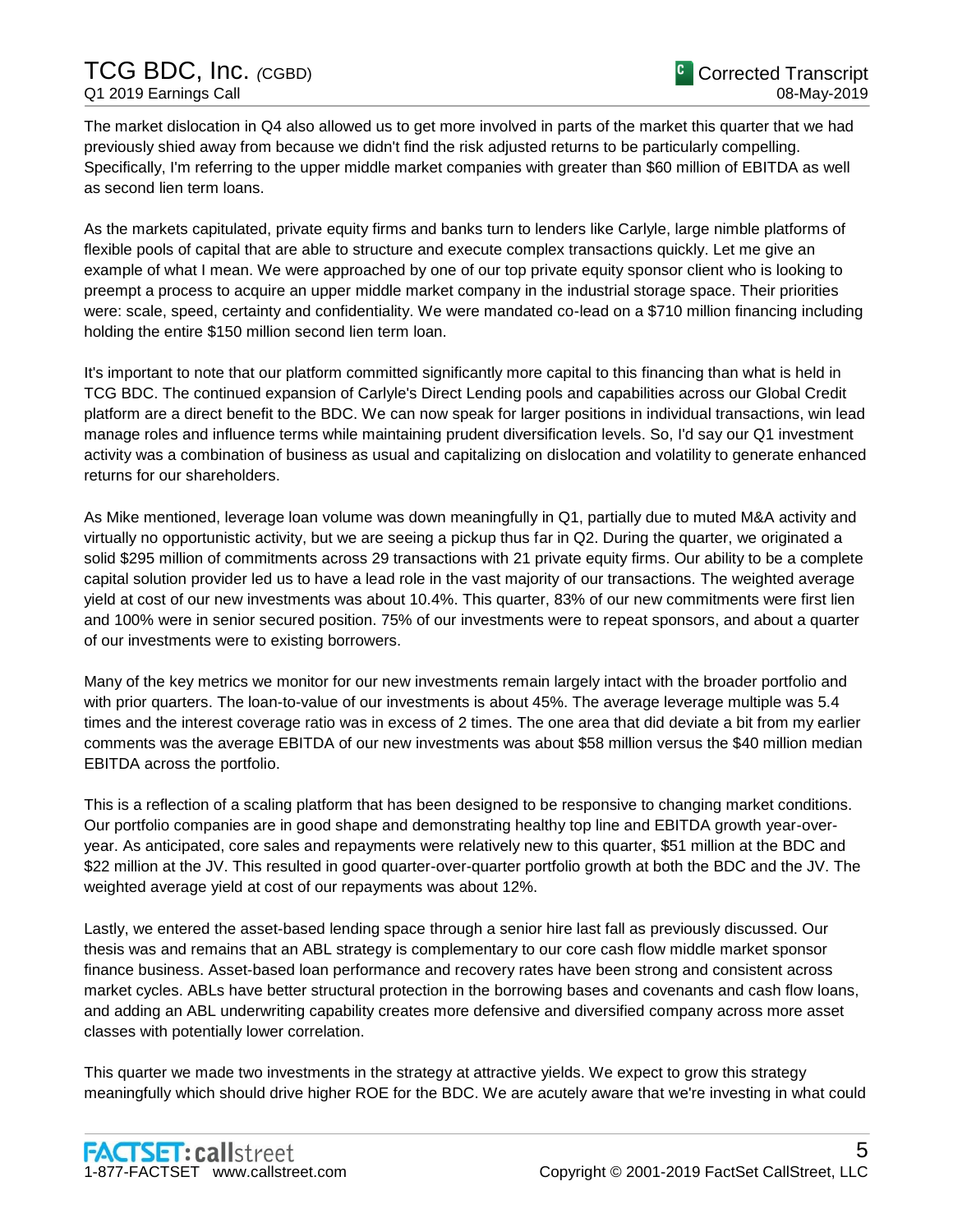The market dislocation in Q4 also allowed us to get more involved in parts of the market this quarter that we had previously shied away from because we didn't find the risk adjusted returns to be particularly compelling. Specifically, I'm referring to the upper middle market companies with greater than $60 million of EBITDA as well as second lien term loans.

As the markets capitulated, private equity firms and banks turn to lenders like Carlyle, large nimble platforms of flexible pools of capital that are able to structure and execute complex transactions quickly. Let me give an example of what I mean. We were approached by one of our top private equity sponsor client who is looking to preempt a process to acquire an upper middle market company in the industrial storage space. Their priorities were: scale, speed, certainty and confidentiality. We were mandated co-lead on a $710 million financing including holding the entire $150 million second lien term loan.

It's important to note that our platform committed significantly more capital to this financing than what is held in TCG BDC. The continued expansion of Carlyle's Direct Lending pools and capabilities across our Global Credit platform are a direct benefit to the BDC. We can now speak for larger positions in individual transactions, win lead manage roles and influence terms while maintaining prudent diversification levels. So, I'd say our Q1 investment activity was a combination of business as usual and capitalizing on dislocation and volatility to generate enhanced returns for our shareholders.

As Mike mentioned, leverage loan volume was down meaningfully in Q1, partially due to muted M&A activity and virtually no opportunistic activity, but we are seeing a pickup thus far in Q2. During the quarter, we originated a solid $295 million of commitments across 29 transactions with 21 private equity firms. Our ability to be a complete capital solution provider led us to have a lead role in the vast majority of our transactions. The weighted average yield at cost of our new investments was about 10.4%. This quarter, 83% of our new commitments were first lien and 100% were in senior secured position. 75% of our investments were to repeat sponsors, and about a quarter of our investments were to existing borrowers.

Many of the key metrics we monitor for our new investments remain largely intact with the broader portfolio and with prior quarters. The loan-to-value of our investments is about 45%. The average leverage multiple was 5.4 times and the interest coverage ratio was in excess of 2 times. The one area that did deviate a bit from my earlier comments was the average EBITDA of our new investments was about $58 million versus the $40 million median EBITDA across the portfolio.

This is a reflection of a scaling platform that has been designed to be responsive to changing market conditions. Our portfolio companies are in good shape and demonstrating healthy top line and EBITDA growth year-over-year. As anticipated, core sales and repayments were relatively new to this quarter, $51 million at the BDC and $22 million at the JV. This resulted in good quarter-over-quarter portfolio growth at both the BDC and the JV. The weighted average yield at cost of our repayments was about 12%.

Lastly, we entered the asset-based lending space through a senior hire last fall as previously discussed. Our thesis was and remains that an ABL strategy is complementary to our core cash flow middle market sponsor finance business. Asset-based loan performance and recovery rates have been strong and consistent across market cycles. ABLs have better structural protection in the borrowing bases and covenants and cash flow loans, and adding an ABL underwriting capability creates more defensive and diversified company across more asset classes with potentially lower correlation.

This quarter we made two investments in the strategy at attractive yields. We expect to grow this strategy meaningfully which should drive higher ROE for the BDC. We are acutely aware that we're investing in what could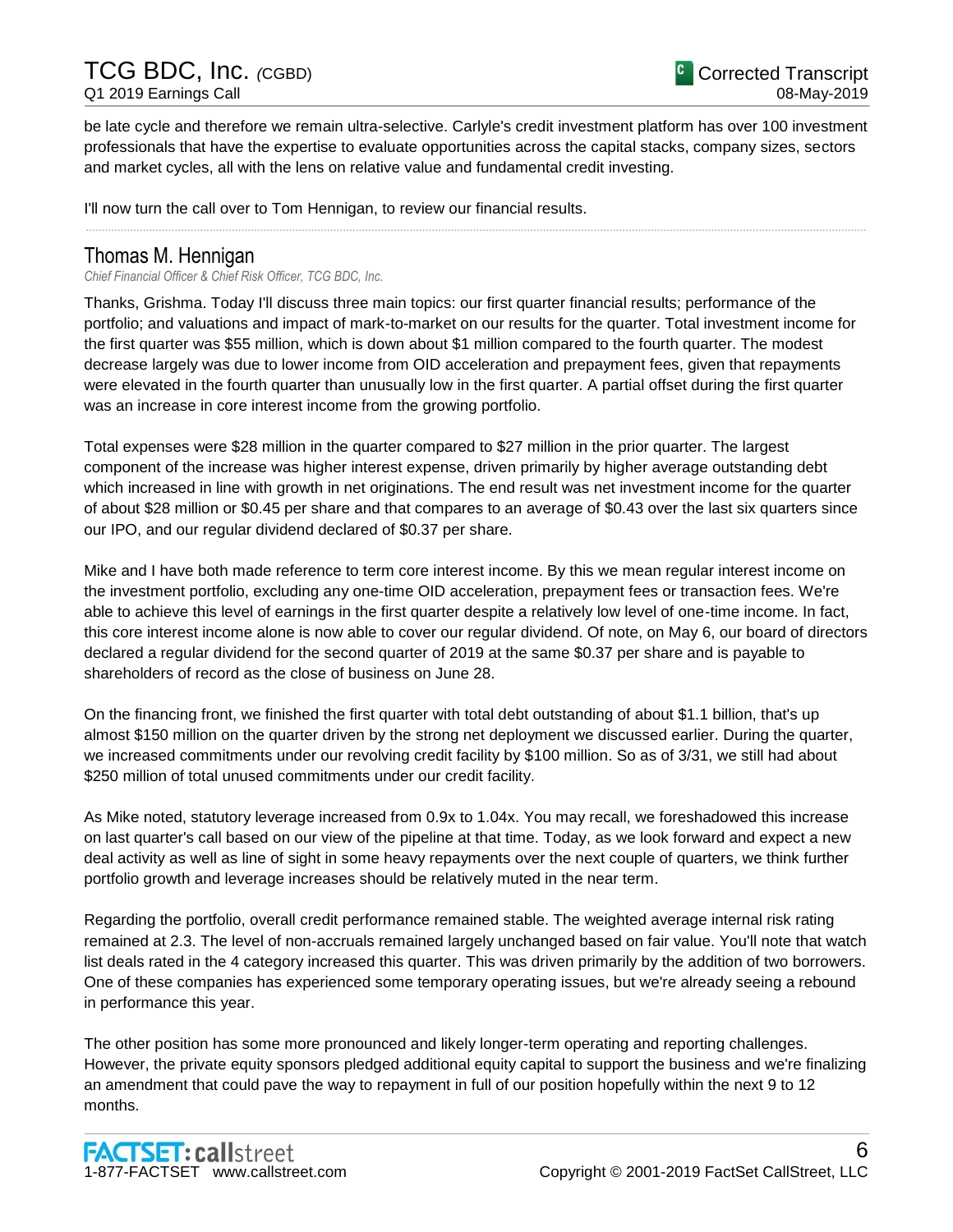be late cycle and therefore we remain ultra-selective. Carlyle's credit investment platform has over 100 investment professionals that have the expertise to evaluate opportunities across the capital stacks, company sizes, sectors and market cycles, all with the lens on relative value and fundamental credit investing.

I'll now turn the call over to Tom Hennigan, to review our financial results.

## Thomas M. Hennigan

*Chief Financial Officer & Chief Risk Officer, TCG BDC, Inc.*

Thanks, Grishma. Today I'll discuss three main topics: our first quarter financial results; performance of the portfolio; and valuations and impact of mark-to-market on our results for the quarter. Total investment income for the first quarter was $55 million, which is down about $1 million compared to the fourth quarter. The modest decrease largely was due to lower income from OID acceleration and prepayment fees, given that repayments were elevated in the fourth quarter than unusually low in the first quarter. A partial offset during the first quarter was an increase in core interest income from the growing portfolio.

Total expenses were $28 million in the quarter compared to $27 million in the prior quarter. The largest component of the increase was higher interest expense, driven primarily by higher average outstanding debt which increased in line with growth in net originations. The end result was net investment income for the quarter of about $28 million or $0.45 per share and that compares to an average of $0.43 over the last six quarters since our IPO, and our regular dividend declared of $0.37 per share.

Mike and I have both made reference to term core interest income. By this we mean regular interest income on the investment portfolio, excluding any one-time OID acceleration, prepayment fees or transaction fees. We're able to achieve this level of earnings in the first quarter despite a relatively low level of one-time income. In fact, this core interest income alone is now able to cover our regular dividend. Of note, on May 6, our board of directors declared a regular dividend for the second quarter of 2019 at the same $0.37 per share and is payable to shareholders of record as the close of business on June 28.

On the financing front, we finished the first quarter with total debt outstanding of about $1.1 billion, that's up almost $150 million on the quarter driven by the strong net deployment we discussed earlier. During the quarter, we increased commitments under our revolving credit facility by $100 million. So as of 3/31, we still had about $250 million of total unused commitments under our credit facility.

As Mike noted, statutory leverage increased from 0.9x to 1.04x. You may recall, we foreshadowed this increase on last quarter's call based on our view of the pipeline at that time. Today, as we look forward and expect a new deal activity as well as line of sight in some heavy repayments over the next couple of quarters, we think further portfolio growth and leverage increases should be relatively muted in the near term.

Regarding the portfolio, overall credit performance remained stable. The weighted average internal risk rating remained at 2.3. The level of non-accruals remained largely unchanged based on fair value. You'll note that watch list deals rated in the 4 category increased this quarter. This was driven primarily by the addition of two borrowers. One of these companies has experienced some temporary operating issues, but we're already seeing a rebound in performance this year.

The other position has some more pronounced and likely longer-term operating and reporting challenges. However, the private equity sponsors pledged additional equity capital to support the business and we're finalizing an amendment that could pave the way to repayment in full of our position hopefully within the next 9 to 12 months.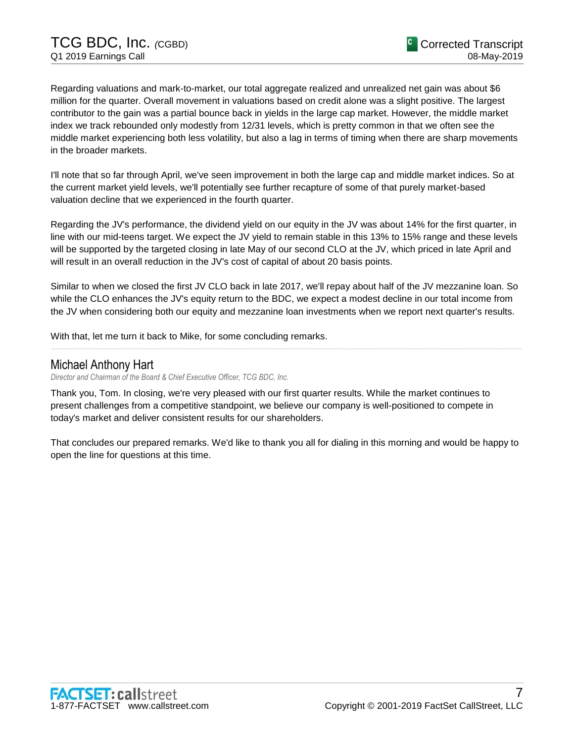Regarding valuations and mark-to-market, our total aggregate realized and unrealized net gain was about $6 million for the quarter. Overall movement in valuations based on credit alone was a slight positive. The largest contributor to the gain was a partial bounce back in yields in the large cap market. However, the middle market index we track rebounded only modestly from 12/31 levels, which is pretty common in that we often see the middle market experiencing both less volatility, but also a lag in terms of timing when there are sharp movements in the broader markets.

I'll note that so far through April, we've seen improvement in both the large cap and middle market indices. So at the current market yield levels, we'll potentially see further recapture of some of that purely market-based valuation decline that we experienced in the fourth quarter.

Regarding the JV's performance, the dividend yield on our equity in the JV was about 14% for the first quarter, in line with our mid-teens target. We expect the JV yield to remain stable in this 13% to 15% range and these levels will be supported by the targeted closing in late May of our second CLO at the JV, which priced in late April and will result in an overall reduction in the JV's cost of capital of about 20 basis points.

Similar to when we closed the first JV CLO back in late 2017, we'll repay about half of the JV mezzanine loan. So while the CLO enhances the JV's equity return to the BDC, we expect a modest decline in our total income from the JV when considering both our equity and mezzanine loan investments when we report next quarter's results.

With that, let me turn it back to Mike, for some concluding remarks.

## Michael Anthony Hart

*Director and Chairman of the Board & Chief Executive Officer, TCG BDC, Inc.*

Thank you, Tom. In closing, we're very pleased with our first quarter results. While the market continues to present challenges from a competitive standpoint, we believe our company is well-positioned to compete in today's market and deliver consistent results for our shareholders.

That concludes our prepared remarks. We'd like to thank you all for dialing in this morning and would be happy to open the line for questions at this time.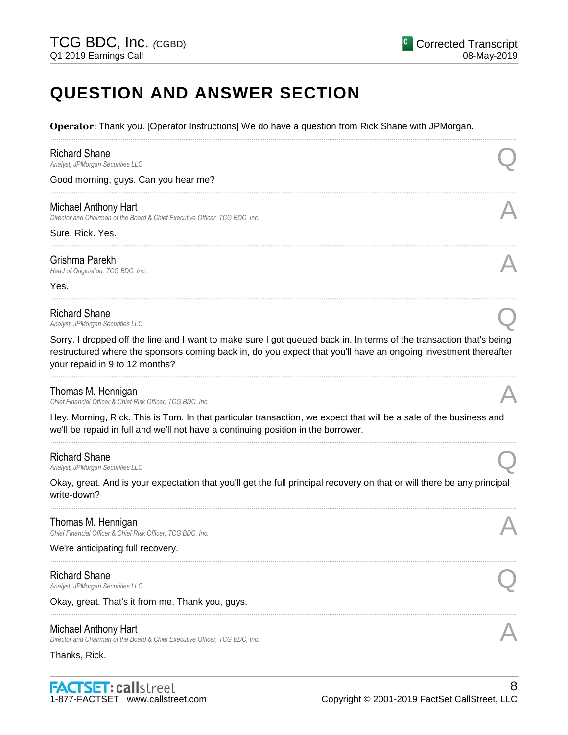# QUESTION AND ANSWER SECTION

**Operator**: Thank you. [Operator Instructions] We do have a question from Rick Shane with JPMorgan.

---

**Richard Shane**
*Analyst, JPMorgan Securities LLC* **Q**

Good morning, guys. Can you hear me?

---

**Michael Anthony Hart**
*Director and Chairman of the Board & Chief Executive Officer, TCG BDC, Inc.* **A**

Sure, Rick. Yes.

---

**Grishma Parekh**
*Head of Origination, TCG BDC, Inc.* **A**

Yes.

---

**Richard Shane**
*Analyst, JPMorgan Securities LLC* **Q**

Sorry, I dropped off the line and I want to make sure I got queued back in. In terms of the transaction that's being restructured where the sponsors coming back in, do you expect that you'll have an ongoing investment thereafter your repaid in 9 to 12 months?

---

**Thomas M. Hennigan**
*Chief Financial Officer & Chief Risk Officer, TCG BDC, Inc.* **A**

Hey. Morning, Rick. This is Tom. In that particular transaction, we expect that will be a sale of the business and we'll be repaid in full and we'll not have a continuing position in the borrower.

---

**Richard Shane**
*Analyst, JPMorgan Securities LLC* **Q**

Okay, great. And is your expectation that you'll get the full principal recovery on that or will there be any principal write-down?

---

**Thomas M. Hennigan**
*Chief Financial Officer & Chief Risk Officer, TCG BDC, Inc.* **A**

We're anticipating full recovery.

---

**Richard Shane**
*Analyst, JPMorgan Securities LLC* **Q**

Okay, great. That's it from me. Thank you, guys.

---

**Michael Anthony Hart**
*Director and Chairman of the Board & Chief Executive Officer, TCG BDC, Inc.* **A**

Thanks, Rick.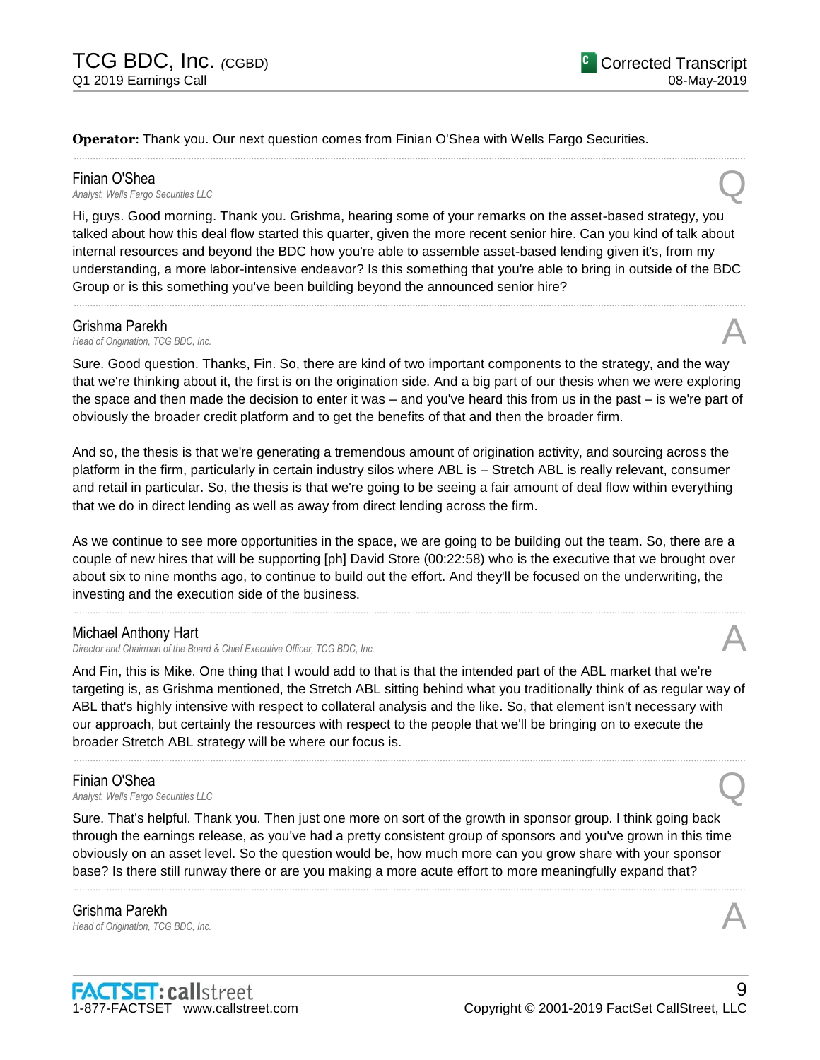**Operator**: Thank you. Our next question comes from Finian O'Shea with Wells Fargo Securities.

---

**Finian O'Shea**
*Analyst, Wells Fargo Securities LLC* **Q**

Hi, guys. Good morning. Thank you. Grishma, hearing some of your remarks on the asset-based strategy, you talked about how this deal flow started this quarter, given the more recent senior hire. Can you kind of talk about internal resources and beyond the BDC how you're able to assemble asset-based lending given it's, from my understanding, a more labor-intensive endeavor? Is this something that you're able to bring in outside of the BDC Group or is this something you've been building beyond the announced senior hire?

---

**Grishma Parekh**
*Head of Origination, TCG BDC, Inc.* **A**

Sure. Good question. Thanks, Fin. So, there are kind of two important components to the strategy, and the way that we're thinking about it, the first is on the origination side. And a big part of our thesis when we were exploring the space and then made the decision to enter it was – and you've heard this from us in the past – is we're part of obviously the broader credit platform and to get the benefits of that and then the broader firm.

And so, the thesis is that we're generating a tremendous amount of origination activity, and sourcing across the platform in the firm, particularly in certain industry silos where ABL is – Stretch ABL is really relevant, consumer and retail in particular. So, the thesis is that we're going to be seeing a fair amount of deal flow within everything that we do in direct lending as well as away from direct lending across the firm.

As we continue to see more opportunities in the space, we are going to be building out the team. So, there are a couple of new hires that will be supporting [ph] David Store (00:22:58) who is the executive that we brought over about six to nine months ago, to continue to build out the effort. And they'll be focused on the underwriting, the investing and the execution side of the business.

---

**Michael Anthony Hart**
*Director and Chairman of the Board & Chief Executive Officer, TCG BDC, Inc.* **A**

And Fin, this is Mike. One thing that I would add to that is that the intended part of the ABL market that we're targeting is, as Grishma mentioned, the Stretch ABL sitting behind what you traditionally think of as regular way of ABL that's highly intensive with respect to collateral analysis and the like. So, that element isn't necessary with our approach, but certainly the resources with respect to the people that we'll be bringing on to execute the broader Stretch ABL strategy will be where our focus is.

---

**Finian O'Shea**
*Analyst, Wells Fargo Securities LLC* **Q**

Sure. That's helpful. Thank you. Then just one more on sort of the growth in sponsor group. I think going back through the earnings release, as you've had a pretty consistent group of sponsors and you've grown in this time obviously on an asset level. So the question would be, how much more can you grow share with your sponsor base? Is there still runway there or are you making a more acute effort to more meaningfully expand that?

---

**Grishma Parekh**
*Head of Origination, TCG BDC, Inc.* **A**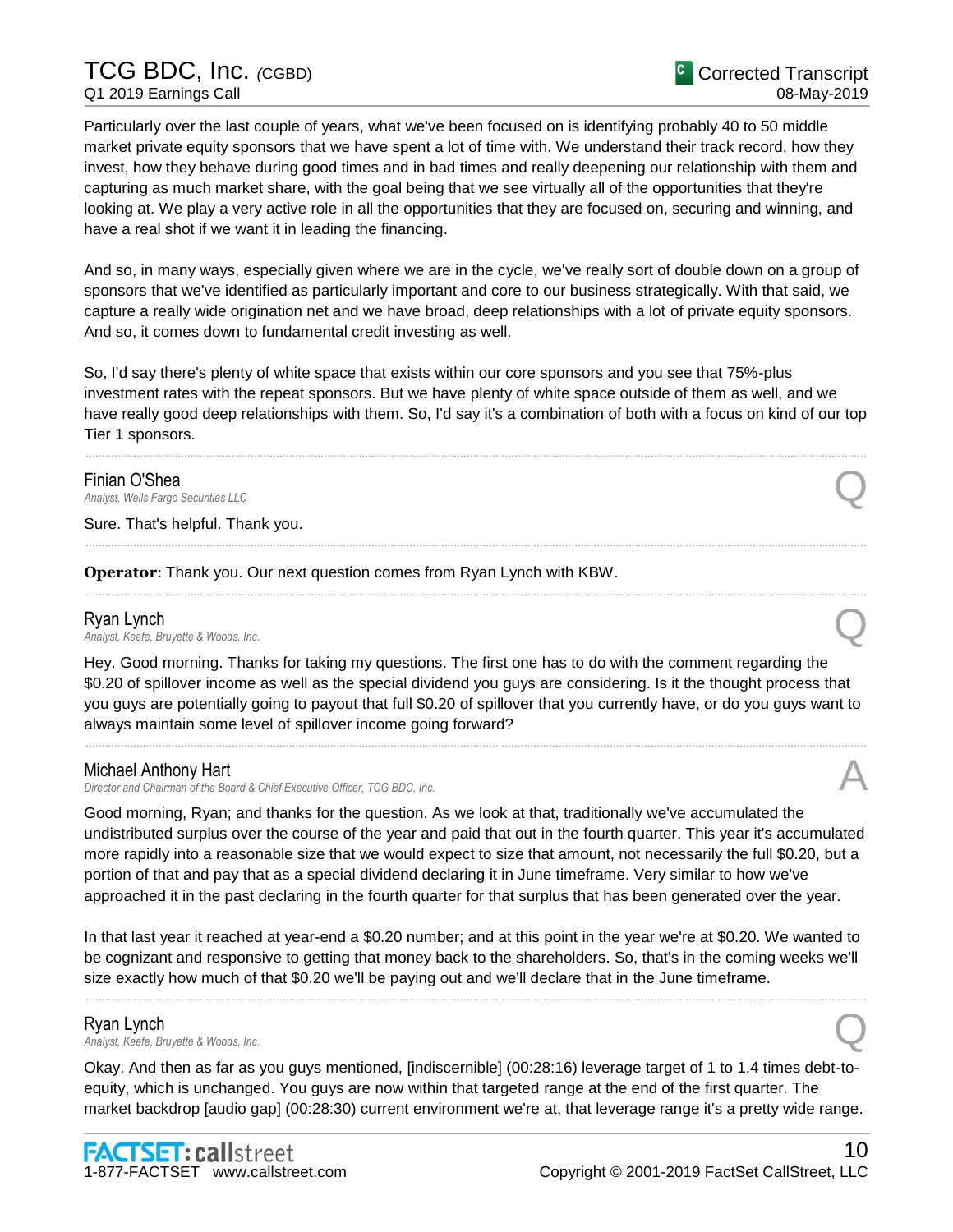Particularly over the last couple of years, what we've been focused on is identifying probably 40 to 50 middle market private equity sponsors that we have spent a lot of time with. We understand their track record, how they invest, how they behave during good times and in bad times and really deepening our relationship with them and capturing as much market share, with the goal being that we see virtually all of the opportunities that they're looking at. We play a very active role in all the opportunities that they are focused on, securing and winning, and have a real shot if we want it in leading the financing.

And so, in many ways, especially given where we are in the cycle, we've really sort of double down on a group of sponsors that we've identified as particularly important and core to our business strategically. With that said, we capture a really wide origination net and we have broad, deep relationships with a lot of private equity sponsors. And so, it comes down to fundamental credit investing as well.

So, I'd say there's plenty of white space that exists within our core sponsors and you see that 75%-plus investment rates with the repeat sponsors. But we have plenty of white space outside of them as well, and we have really good deep relationships with them. So, I'd say it's a combination of both with a focus on kind of our top Tier 1 sponsors.

---

**Finian O'Shea**
*Analyst, Wells Fargo Securities LLC* — Q

Sure. That's helpful. Thank you.

---

**Operator**: Thank you. Our next question comes from Ryan Lynch with KBW.

---

**Ryan Lynch**
*Analyst, Keefe, Bruyette & Woods, Inc.* — Q

Hey. Good morning. Thanks for taking my questions. The first one has to do with the comment regarding the $0.20 of spillover income as well as the special dividend you guys are considering. Is it the thought process that you guys are potentially going to payout that full $0.20 of spillover that you currently have, or do you guys want to always maintain some level of spillover income going forward?

---

**Michael Anthony Hart**
*Director and Chairman of the Board & Chief Executive Officer, TCG BDC, Inc.* — A

Good morning, Ryan; and thanks for the question. As we look at that, traditionally we've accumulated the undistributed surplus over the course of the year and paid that out in the fourth quarter. This year it's accumulated more rapidly into a reasonable size that we would expect to size that amount, not necessarily the full $0.20, but a portion of that and pay that as a special dividend declaring it in June timeframe. Very similar to how we've approached it in the past declaring in the fourth quarter for that surplus that has been generated over the year.

In that last year it reached at year-end a $0.20 number; and at this point in the year we're at $0.20. We wanted to be cognizant and responsive to getting that money back to the shareholders. So, that's in the coming weeks we'll size exactly how much of that $0.20 we'll be paying out and we'll declare that in the June timeframe.

---

**Ryan Lynch**
*Analyst, Keefe, Bruyette & Woods, Inc.* — Q

Okay. And then as far as you guys mentioned, [indiscernible] (00:28:16) leverage target of 1 to 1.4 times debt-to-equity, which is unchanged. You guys are now within that targeted range at the end of the first quarter. The market backdrop [audio gap] (00:28:30) current environment we're at, that leverage range it's a pretty wide range.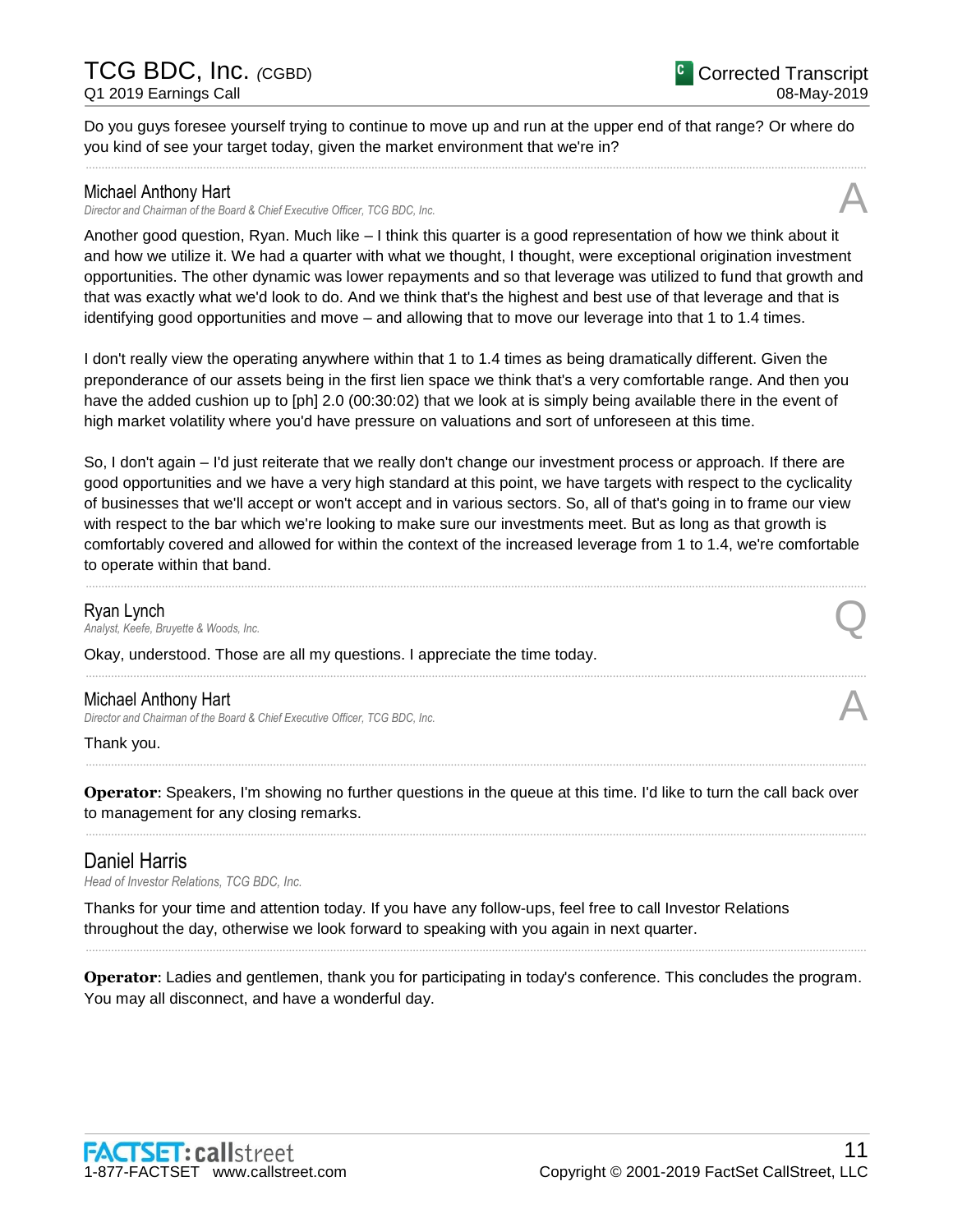Do you guys foresee yourself trying to continue to move up and run at the upper end of that range? Or where do you kind of see your target today, given the market environment that we're in?

---

**Michael Anthony Hart**
*Director and Chairman of the Board & Chief Executive Officer, TCG BDC, Inc.*

A

Another good question, Ryan. Much like – I think this quarter is a good representation of how we think about it and how we utilize it. We had a quarter with what we thought, I thought, were exceptional origination investment opportunities. The other dynamic was lower repayments and so that leverage was utilized to fund that growth and that was exactly what we'd look to do. And we think that's the highest and best use of that leverage and that is identifying good opportunities and move – and allowing that to move our leverage into that 1 to 1.4 times.

I don't really view the operating anywhere within that 1 to 1.4 times as being dramatically different. Given the preponderance of our assets being in the first lien space we think that's a very comfortable range. And then you have the added cushion up to [ph] 2.0 (00:30:02) that we look at is simply being available there in the event of high market volatility where you'd have pressure on valuations and sort of unforeseen at this time.

So, I don't again – I'd just reiterate that we really don't change our investment process or approach. If there are good opportunities and we have a very high standard at this point, we have targets with respect to the cyclicality of businesses that we'll accept or won't accept and in various sectors. So, all of that's going in to frame our view with respect to the bar which we're looking to make sure our investments meet. But as long as that growth is comfortably covered and allowed for within the context of the increased leverage from 1 to 1.4, we're comfortable to operate within that band.

---

**Ryan Lynch**
*Analyst, Keefe, Bruyette & Woods, Inc.*

Q

Okay, understood. Those are all my questions. I appreciate the time today.

---

**Michael Anthony Hart**
*Director and Chairman of the Board & Chief Executive Officer, TCG BDC, Inc.*

A

Thank you.

---

**Operator**: Speakers, I'm showing no further questions in the queue at this time. I'd like to turn the call back over to management for any closing remarks.

---

## Daniel Harris

*Head of Investor Relations, TCG BDC, Inc.*

Thanks for your time and attention today. If you have any follow-ups, feel free to call Investor Relations throughout the day, otherwise we look forward to speaking with you again in next quarter.

---

**Operator**: Ladies and gentlemen, thank you for participating in today's conference. This concludes the program. You may all disconnect, and have a wonderful day.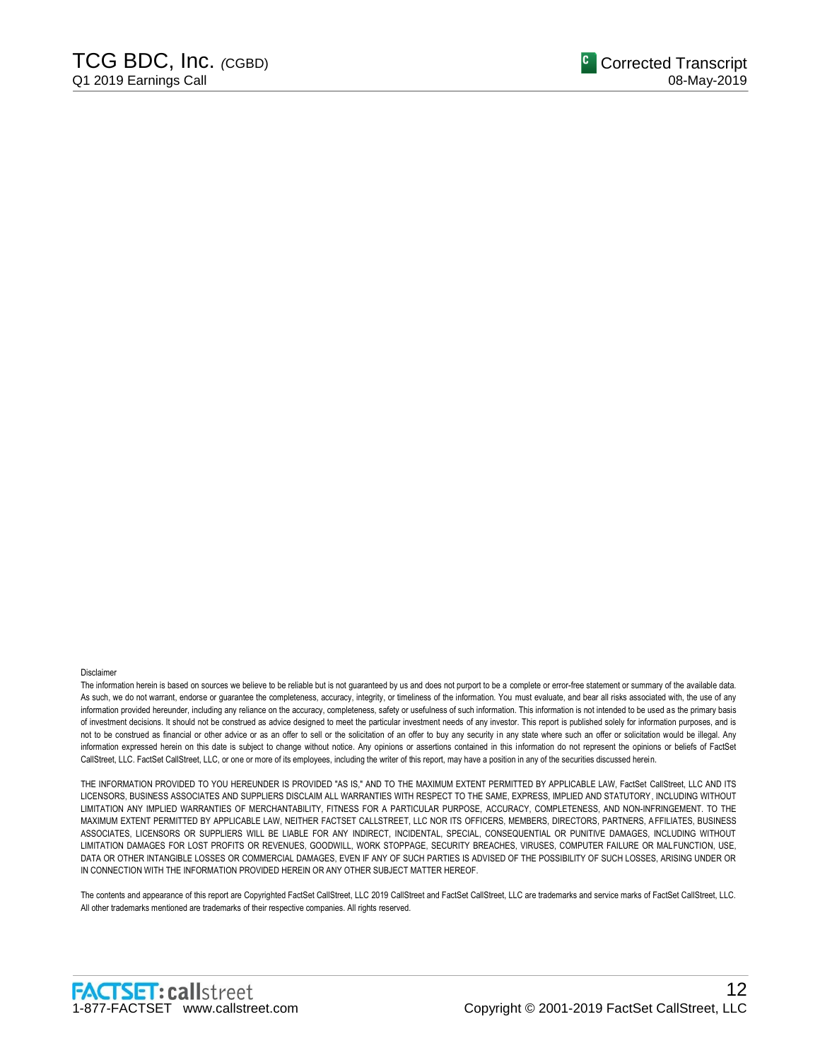Disclaimer

The information herein is based on sources we believe to be reliable but is not guaranteed by us and does not purport to be a complete or error-free statement or summary of the available data. As such, we do not warrant, endorse or guarantee the completeness, accuracy, integrity, or timeliness of the information. You must evaluate, and bear all risks associated with, the use of any information provided hereunder, including any reliance on the accuracy, completeness, safety or usefulness of such information. This information is not intended to be used as the primary basis of investment decisions. It should not be construed as advice designed to meet the particular investment needs of any investor. This report is published solely for information purposes, and is not to be construed as financial or other advice or as an offer to sell or the solicitation of an offer to buy any security in any state where such an offer or solicitation would be illegal. Any information expressed herein on this date is subject to change without notice. Any opinions or assertions contained in this information do not represent the opinions or beliefs of FactSet CallStreet, LLC. FactSet CallStreet, LLC, or one or more of its employees, including the writer of this report, may have a position in any of the securities discussed herein.

THE INFORMATION PROVIDED TO YOU HEREUNDER IS PROVIDED "AS IS," AND TO THE MAXIMUM EXTENT PERMITTED BY APPLICABLE LAW, FactSet CallStreet, LLC AND ITS LICENSORS, BUSINESS ASSOCIATES AND SUPPLIERS DISCLAIM ALL WARRANTIES WITH RESPECT TO THE SAME, EXPRESS, IMPLIED AND STATUTORY, INCLUDING WITHOUT LIMITATION ANY IMPLIED WARRANTIES OF MERCHANTABILITY, FITNESS FOR A PARTICULAR PURPOSE, ACCURACY, COMPLETENESS, AND NON-INFRINGEMENT. TO THE MAXIMUM EXTENT PERMITTED BY APPLICABLE LAW, NEITHER FACTSET CALLSTREET, LLC NOR ITS OFFICERS, MEMBERS, DIRECTORS, PARTNERS, AFFILIATES, BUSINESS ASSOCIATES, LICENSORS OR SUPPLIERS WILL BE LIABLE FOR ANY INDIRECT, INCIDENTAL, SPECIAL, CONSEQUENTIAL OR PUNITIVE DAMAGES, INCLUDING WITHOUT LIMITATION DAMAGES FOR LOST PROFITS OR REVENUES, GOODWILL, WORK STOPPAGE, SECURITY BREACHES, VIRUSES, COMPUTER FAILURE OR MALFUNCTION, USE, DATA OR OTHER INTANGIBLE LOSSES OR COMMERCIAL DAMAGES, EVEN IF ANY OF SUCH PARTIES IS ADVISED OF THE POSSIBILITY OF SUCH LOSSES, ARISING UNDER OR IN CONNECTION WITH THE INFORMATION PROVIDED HEREIN OR ANY OTHER SUBJECT MATTER HEREOF.

The contents and appearance of this report are Copyrighted FactSet CallStreet, LLC 2019 CallStreet and FactSet CallStreet, LLC are trademarks and service marks of FactSet CallStreet, LLC. All other trademarks mentioned are trademarks of their respective companies. All rights reserved.